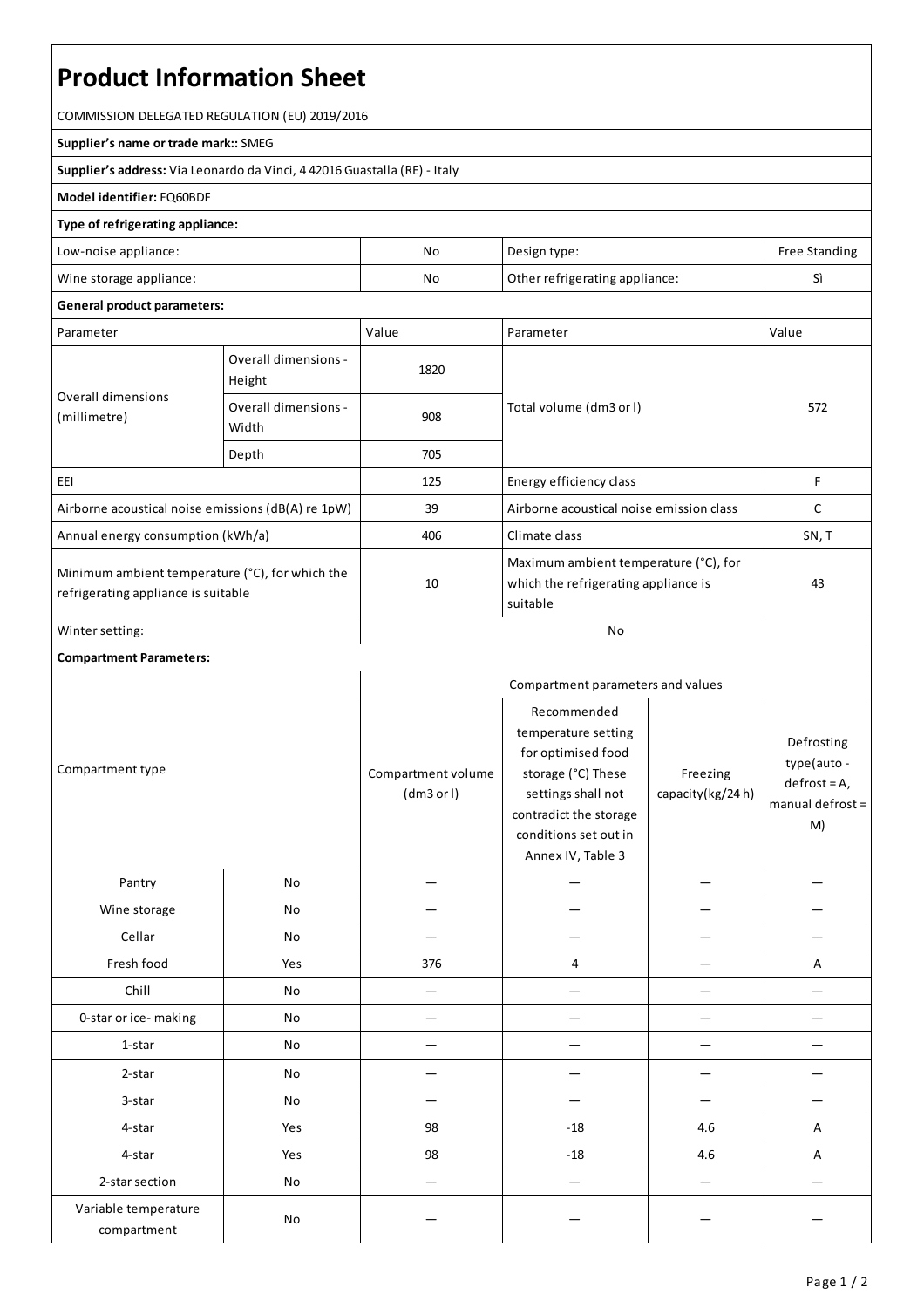# Product Information Sheet

COMMISSION DELEGATED REGULATION (EU) 2019/2016

**Supplier's name or trade mark::** SMEG

**Supplier's address:** Via Leonardo da Vinci, 4 42016 Guastalla (RE) - Italy

**Model identifier:** FQ60BDF

**Type of refrigerating appliance:**

| | | | |
|---|---|---|---|
| Low-noise appliance: | No | Design type: | Free Standing |
| Wine storage appliance: | No | Other refrigerating appliance: | Sì |

**General product parameters:**

| Parameter | | Value | Parameter | Value |
|---|---|---|---|---|
| Overall dimensions (millimetre) | Overall dimensions - Height | 1820 | Total volume (dm3 or l) | 572 |
| | Overall dimensions - Width | 908 | | |
| | Depth | 705 | | |
| EEI | | 125 | Energy efficiency class | F |
| Airborne acoustical noise emissions (dB(A) re 1pW) | | 39 | Airborne acoustical noise emission class | C |
| Annual energy consumption (kWh/a) | | 406 | Climate class | SN, T |
| Minimum ambient temperature (°C), for which the refrigerating appliance is suitable | | 10 | Maximum ambient temperature (°C), for which the refrigerating appliance is suitable | 43 |
| Winter setting: | | No | | |

**Compartment Parameters:**

| Compartment type | | Compartment parameters and values | | | |
|---|---|---|---|---|---|
| | | Compartment volume (dm3 or l) | Recommended temperature setting for optimised food storage (°C) These settings shall not contradict the storage conditions set out in Annex IV, Table 3 | Freezing capacity(kg/24 h) | Defrosting type(auto - defrost = A, manual defrost = M) |
| Pantry | No | — | — | — | — |
| Wine storage | No | — | — | — | — |
| Cellar | No | — | — | — | — |
| Fresh food | Yes | 376 | 4 | — | A |
| Chill | No | — | — | — | — |
| 0-star or ice- making | No | — | — | — | — |
| 1-star | No | — | — | — | — |
| 2-star | No | — | — | — | — |
| 3-star | No | — | — | — | — |
| 4-star | Yes | 98 | -18 | 4.6 | A |
| 4-star | Yes | 98 | -18 | 4.6 | A |
| 2-star section | No | — | — | — | — |
| Variable temperature compartment | No | — | — | — | — |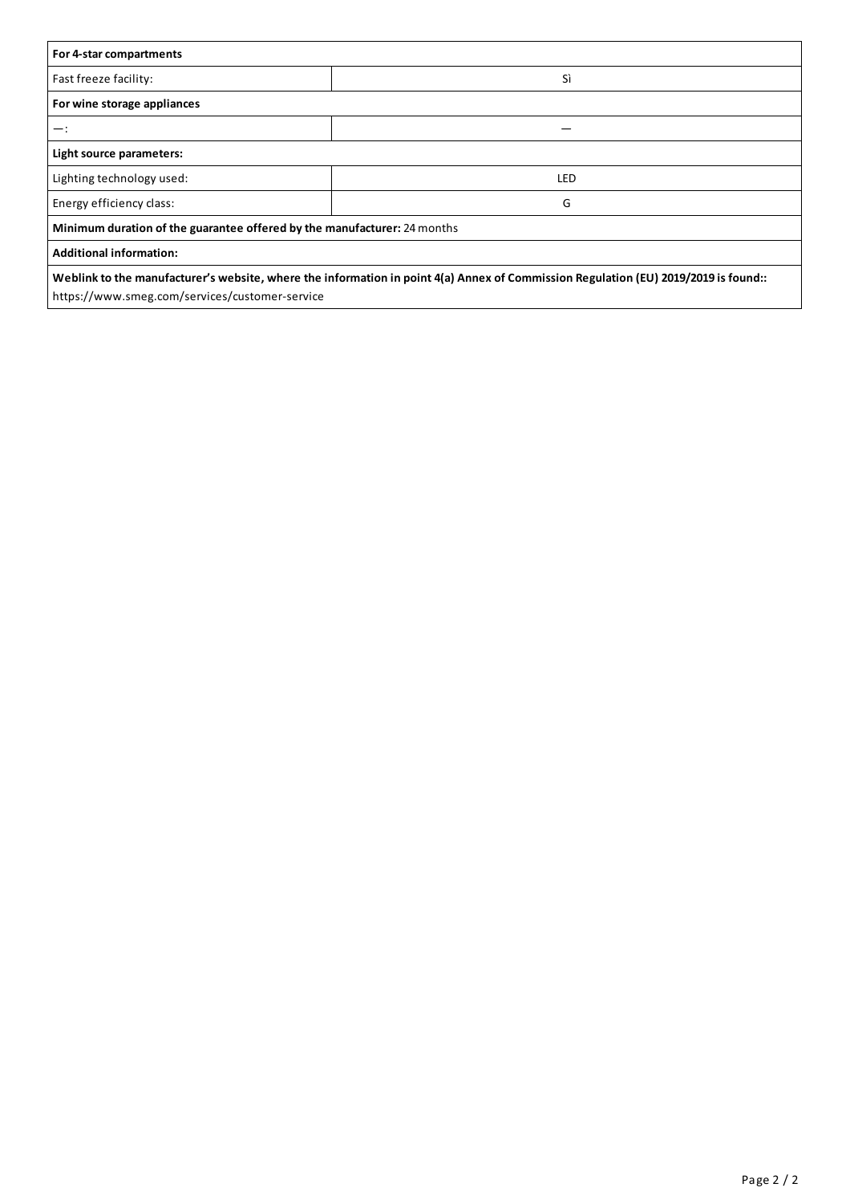| | |
|---|---|
| **For 4-star compartments** | |
| Fast freeze facility: | Sì |
| **For wine storage appliances** | |
| —: | — |
| **Light source parameters:** | |
| Lighting technology used: | LED |
| Energy efficiency class: | G |
| **Minimum duration of the guarantee offered by the manufacturer:** 24 months | |
| **Additional information:** | |
| **Weblink to the manufacturer's website, where the information in point 4(a) Annex of Commission Regulation (EU) 2019/2019 is found::** https://www.smeg.com/services/customer-service | |